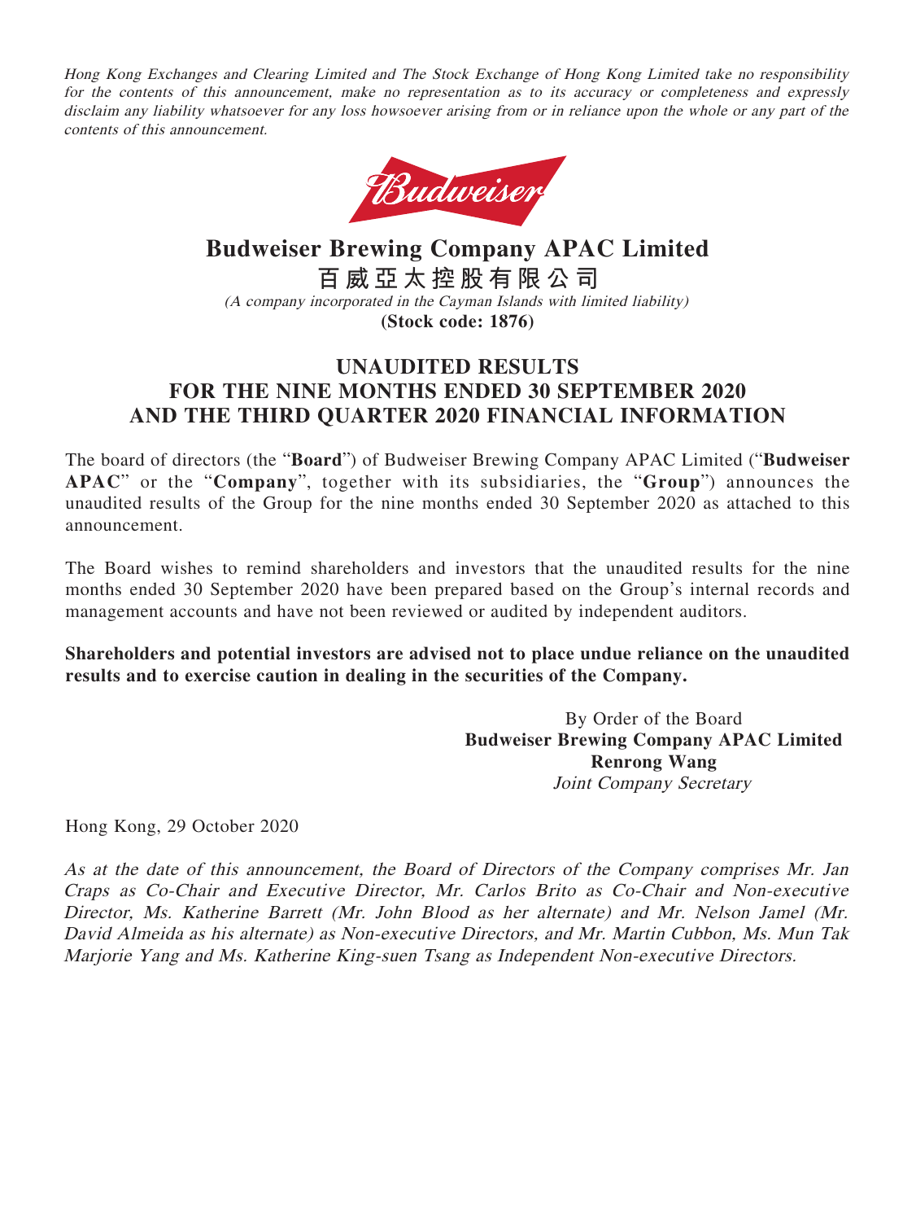*Hong Kong Exchanges and Clearing Limited and The Stock Exchange of Hong Kong Limited take no responsibility for the contents of this announcement, make no representation as to its accuracy or completeness and expressly disclaim any liability whatsoever for any loss howsoever arising from or in reliance upon the whole or any part of the contents of this announcement.*

# Budweiser Brewing Company APAC Limited

# 百威亞太控股有限公司

*(A company incorporated in the Cayman Islands with limited liability)*

**(Stock code: 1876)**

## UNAUDITED RESULTS FOR THE NINE MONTHS ENDED 30 SEPTEMBER 2020 AND THE THIRD QUARTER 2020 FINANCIAL INFORMATION

The board of directors (the "**Board**") of Budweiser Brewing Company APAC Limited ("**Budweiser APAC**" or the "**Company**", together with its subsidiaries, the "**Group**") announces the unaudited results of the Group for the nine months ended 30 September 2020 as attached to this announcement.

The Board wishes to remind shareholders and investors that the unaudited results for the nine months ended 30 September 2020 have been prepared based on the Group's internal records and management accounts and have not been reviewed or audited by independent auditors.

**Shareholders and potential investors are advised not to place undue reliance on the unaudited results and to exercise caution in dealing in the securities of the Company.**

By Order of the Board
**Budweiser Brewing Company APAC Limited**
**Renrong Wang**
*Joint Company Secretary*

Hong Kong, 29 October 2020

*As at the date of this announcement, the Board of Directors of the Company comprises Mr. Jan Craps as Co-Chair and Executive Director, Mr. Carlos Brito as Co-Chair and Non-executive Director, Ms. Katherine Barrett (Mr. John Blood as her alternate) and Mr. Nelson Jamel (Mr. David Almeida as his alternate) as Non-executive Directors, and Mr. Martin Cubbon, Ms. Mun Tak Marjorie Yang and Ms. Katherine King-suen Tsang as Independent Non-executive Directors.*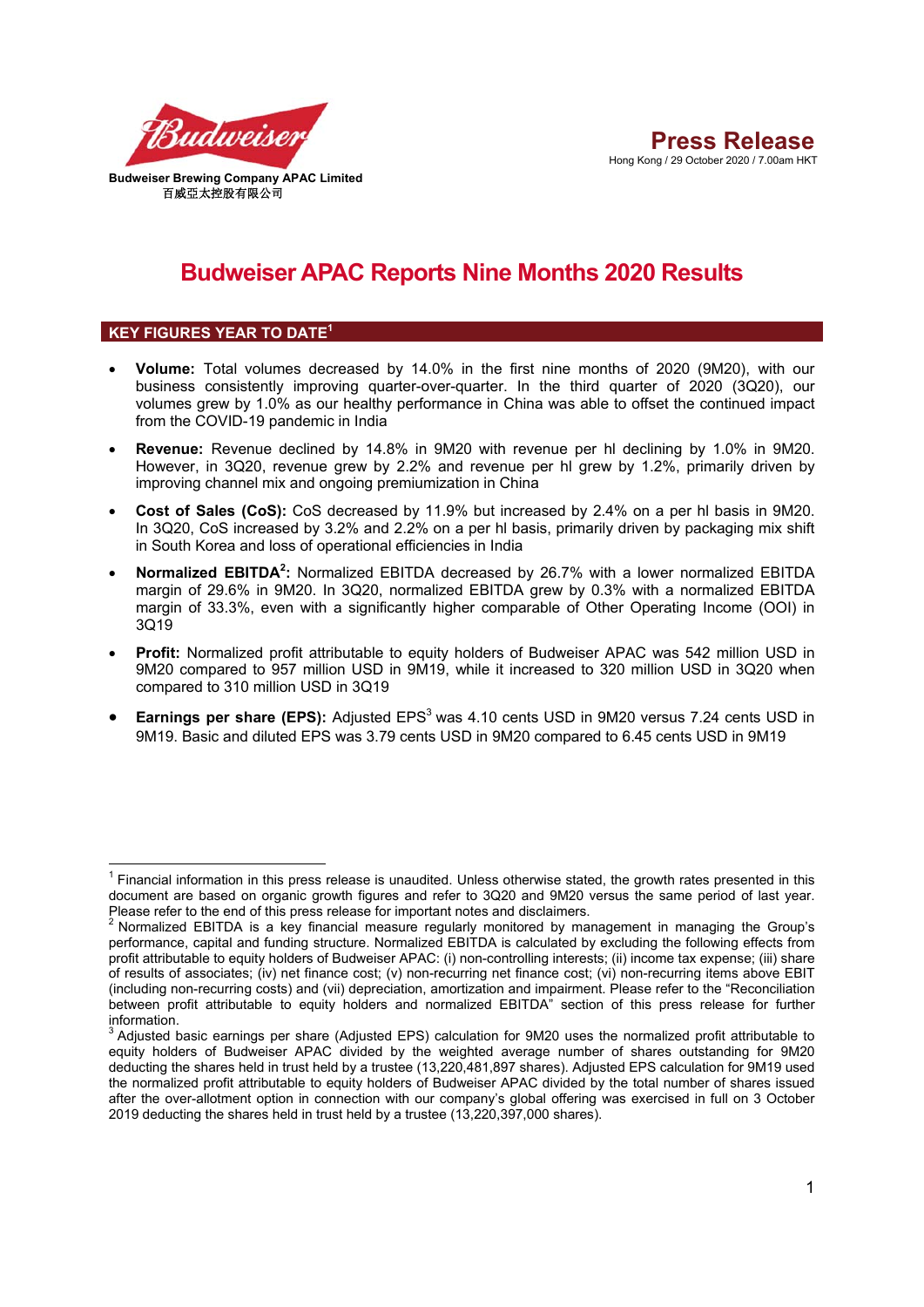Budweiser Brewing Company APAC Limited
百威亞太控股有限公司

# Press Release

Hong Kong / 29 October 2020 / 7.00am HKT

# Budweiser APAC Reports Nine Months 2020 Results

## KEY FIGURES YEAR TO DATE[1]

- **Volume:** Total volumes decreased by 14.0% in the first nine months of 2020 (9M20), with our business consistently improving quarter-over-quarter. In the third quarter of 2020 (3Q20), our volumes grew by 1.0% as our healthy performance in China was able to offset the continued impact from the COVID-19 pandemic in India
- **Revenue:** Revenue declined by 14.8% in 9M20 with revenue per hl declining by 1.0% in 9M20. However, in 3Q20, revenue grew by 2.2% and revenue per hl grew by 1.2%, primarily driven by improving channel mix and ongoing premiumization in China
- **Cost of Sales (CoS):** CoS decreased by 11.9% but increased by 2.4% on a per hl basis in 9M20. In 3Q20, CoS increased by 3.2% and 2.2% on a per hl basis, primarily driven by packaging mix shift in South Korea and loss of operational efficiencies in India
- **Normalized EBITDA[2]:** Normalized EBITDA decreased by 26.7% with a lower normalized EBITDA margin of 29.6% in 9M20. In 3Q20, normalized EBITDA grew by 0.3% with a normalized EBITDA margin of 33.3%, even with a significantly higher comparable of Other Operating Income (OOI) in 3Q19
- **Profit:** Normalized profit attributable to equity holders of Budweiser APAC was 542 million USD in 9M20 compared to 957 million USD in 9M19, while it increased to 320 million USD in 3Q20 when compared to 310 million USD in 3Q19
- **Earnings per share (EPS):** Adjusted EPS[3] was 4.10 cents USD in 9M20 versus 7.24 cents USD in 9M19. Basic and diluted EPS was 3.79 cents USD in 9M20 compared to 6.45 cents USD in 9M19

---

[1] Financial information in this press release is unaudited. Unless otherwise stated, the growth rates presented in this document are based on organic growth figures and refer to 3Q20 and 9M20 versus the same period of last year. Please refer to the end of this press release for important notes and disclaimers.

[2] Normalized EBITDA is a key financial measure regularly monitored by management in managing the Group's performance, capital and funding structure. Normalized EBITDA is calculated by excluding the following effects from profit attributable to equity holders of Budweiser APAC: (i) non-controlling interests; (ii) income tax expense; (iii) share of results of associates; (iv) net finance cost; (v) non-recurring net finance cost; (vi) non-recurring items above EBIT (including non-recurring costs) and (vii) depreciation, amortization and impairment. Please refer to the "Reconciliation between profit attributable to equity holders and normalized EBITDA" section of this press release for further information.

[3] Adjusted basic earnings per share (Adjusted EPS) calculation for 9M20 uses the normalized profit attributable to equity holders of Budweiser APAC divided by the weighted average number of shares outstanding for 9M20 deducting the shares held in trust held by a trustee (13,220,481,897 shares). Adjusted EPS calculation for 9M19 used the normalized profit attributable to equity holders of Budweiser APAC divided by the total number of shares issued after the over-allotment option in connection with our company's global offering was exercised in full on 3 October 2019 deducting the shares held in trust held by a trustee (13,220,397,000 shares).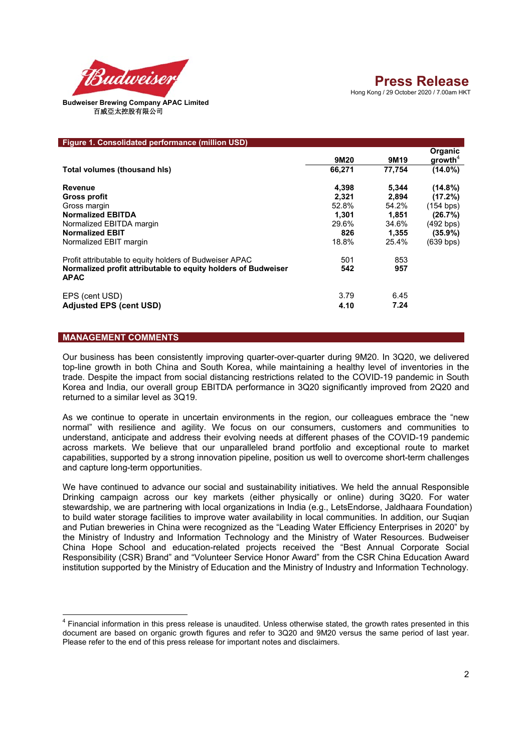Budweiser Brewing Company APAC Limited
百威亞太控股有限公司

# Press Release

Hong Kong / 29 October 2020 / 7.00am HKT

**Figure 1. Consolidated performance (million USD)**

| | 9M20 | 9M19 | Organic growth[4] |
|---|---|---|---|
| **Total volumes (thousand hls)** | **66,271** | **77,754** | **(14.0%)** |
| **Revenue** | **4,398** | **5,344** | **(14.8%)** |
| **Gross profit** | **2,321** | **2,894** | **(17.2%)** |
| Gross margin | 52.8% | 54.2% | (154 bps) |
| **Normalized EBITDA** | **1,301** | **1,851** | **(26.7%)** |
| Normalized EBITDA margin | 29.6% | 34.6% | (492 bps) |
| **Normalized EBIT** | **826** | **1,355** | **(35.9%)** |
| Normalized EBIT margin | 18.8% | 25.4% | (639 bps) |
| Profit attributable to equity holders of Budweiser APAC | 501 | 853 | |
| **Normalized profit attributable to equity holders of Budweiser APAC** | **542** | **957** | |
| EPS (cent USD) | 3.79 | 6.45 | |
| **Adjusted EPS (cent USD)** | **4.10** | **7.24** | |

## MANAGEMENT COMMENTS

Our business has been consistently improving quarter-over-quarter during 9M20. In 3Q20, we delivered top-line growth in both China and South Korea, while maintaining a healthy level of inventories in the trade. Despite the impact from social distancing restrictions related to the COVID-19 pandemic in South Korea and India, our overall group EBITDA performance in 3Q20 significantly improved from 2Q20 and returned to a similar level as 3Q19.

As we continue to operate in uncertain environments in the region, our colleagues embrace the "new normal" with resilience and agility. We focus on our consumers, customers and communities to understand, anticipate and address their evolving needs at different phases of the COVID-19 pandemic across markets. We believe that our unparalleled brand portfolio and exceptional route to market capabilities, supported by a strong innovation pipeline, position us well to overcome short-term challenges and capture long-term opportunities.

We have continued to advance our social and sustainability initiatives. We held the annual Responsible Drinking campaign across our key markets (either physically or online) during 3Q20. For water stewardship, we are partnering with local organizations in India (e.g., LetsEndorse, Jaldhaara Foundation) to build water storage facilities to improve water availability in local communities. In addition, our Suqian and Putian breweries in China were recognized as the "Leading Water Efficiency Enterprises in 2020" by the Ministry of Industry and Information Technology and the Ministry of Water Resources. Budweiser China Hope School and education-related projects received the "Best Annual Corporate Social Responsibility (CSR) Brand" and "Volunteer Service Honor Award" from the CSR China Education Award institution supported by the Ministry of Education and the Ministry of Industry and Information Technology.

[4] Financial information in this press release is unaudited. Unless otherwise stated, the growth rates presented in this document are based on organic growth figures and refer to 3Q20 and 9M20 versus the same period of last year. Please refer to the end of this press release for important notes and disclaimers.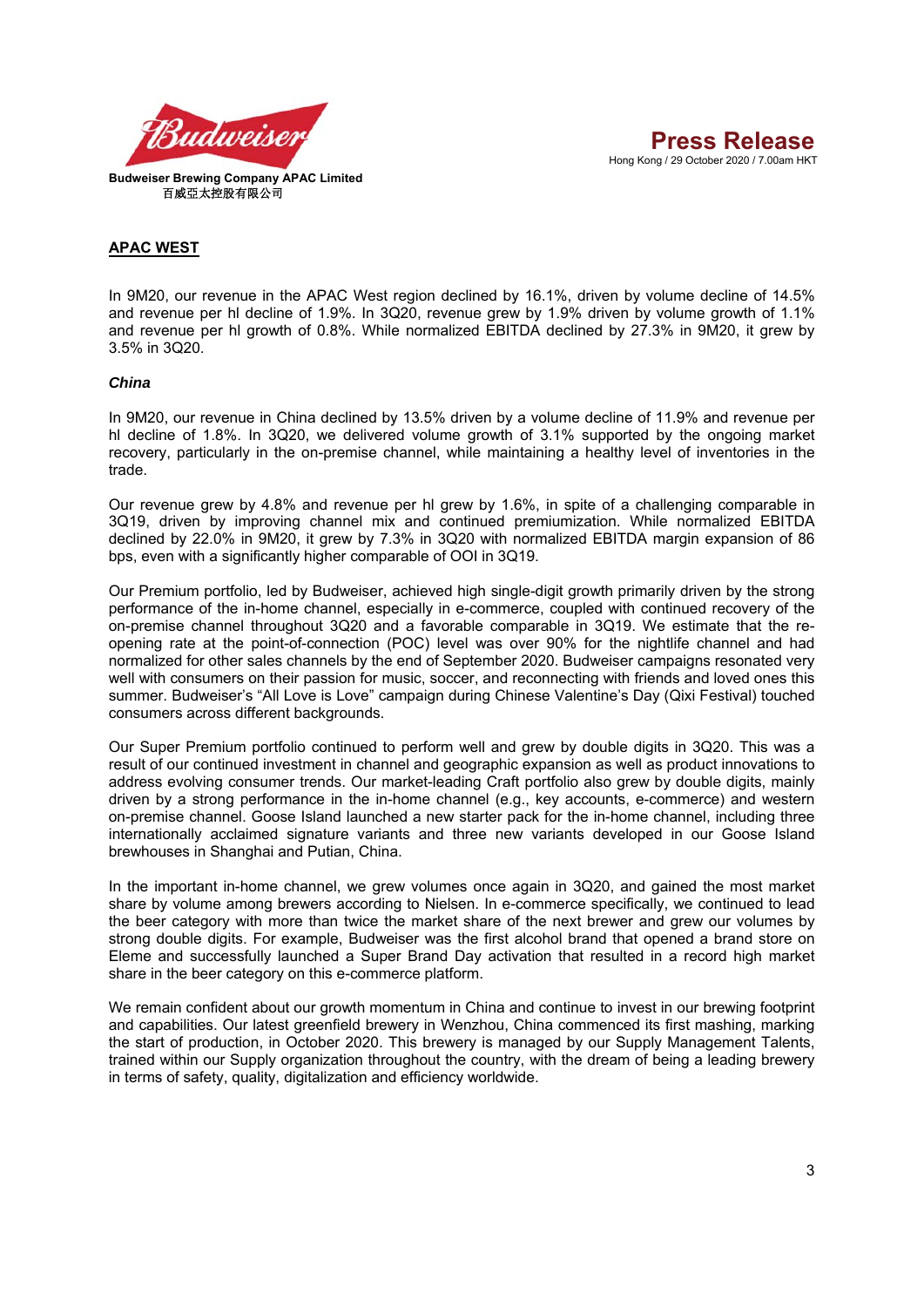## APAC WEST

In 9M20, our revenue in the APAC West region declined by 16.1%, driven by volume decline of 14.5% and revenue per hl decline of 1.9%. In 3Q20, revenue grew by 1.9% driven by volume growth of 1.1% and revenue per hl growth of 0.8%. While normalized EBITDA declined by 27.3% in 9M20, it grew by 3.5% in 3Q20.

### *China*

In 9M20, our revenue in China declined by 13.5% driven by a volume decline of 11.9% and revenue per hl decline of 1.8%. In 3Q20, we delivered volume growth of 3.1% supported by the ongoing market recovery, particularly in the on-premise channel, while maintaining a healthy level of inventories in the trade.

Our revenue grew by 4.8% and revenue per hl grew by 1.6%, in spite of a challenging comparable in 3Q19, driven by improving channel mix and continued premiumization. While normalized EBITDA declined by 22.0% in 9M20, it grew by 7.3% in 3Q20 with normalized EBITDA margin expansion of 86 bps, even with a significantly higher comparable of OOI in 3Q19.

Our Premium portfolio, led by Budweiser, achieved high single-digit growth primarily driven by the strong performance of the in-home channel, especially in e-commerce, coupled with continued recovery of the on-premise channel throughout 3Q20 and a favorable comparable in 3Q19. We estimate that the re-opening rate at the point-of-connection (POC) level was over 90% for the nightlife channel and had normalized for other sales channels by the end of September 2020. Budweiser campaigns resonated very well with consumers on their passion for music, soccer, and reconnecting with friends and loved ones this summer. Budweiser's "All Love is Love" campaign during Chinese Valentine's Day (Qixi Festival) touched consumers across different backgrounds.

Our Super Premium portfolio continued to perform well and grew by double digits in 3Q20. This was a result of our continued investment in channel and geographic expansion as well as product innovations to address evolving consumer trends. Our market-leading Craft portfolio also grew by double digits, mainly driven by a strong performance in the in-home channel (e.g., key accounts, e-commerce) and western on-premise channel. Goose Island launched a new starter pack for the in-home channel, including three internationally acclaimed signature variants and three new variants developed in our Goose Island brewhouses in Shanghai and Putian, China.

In the important in-home channel, we grew volumes once again in 3Q20, and gained the most market share by volume among brewers according to Nielsen. In e-commerce specifically, we continued to lead the beer category with more than twice the market share of the next brewer and grew our volumes by strong double digits. For example, Budweiser was the first alcohol brand that opened a brand store on Eleme and successfully launched a Super Brand Day activation that resulted in a record high market share in the beer category on this e-commerce platform.

We remain confident about our growth momentum in China and continue to invest in our brewing footprint and capabilities. Our latest greenfield brewery in Wenzhou, China commenced its first mashing, marking the start of production, in October 2020. This brewery is managed by our Supply Management Talents, trained within our Supply organization throughout the country, with the dream of being a leading brewery in terms of safety, quality, digitalization and efficiency worldwide.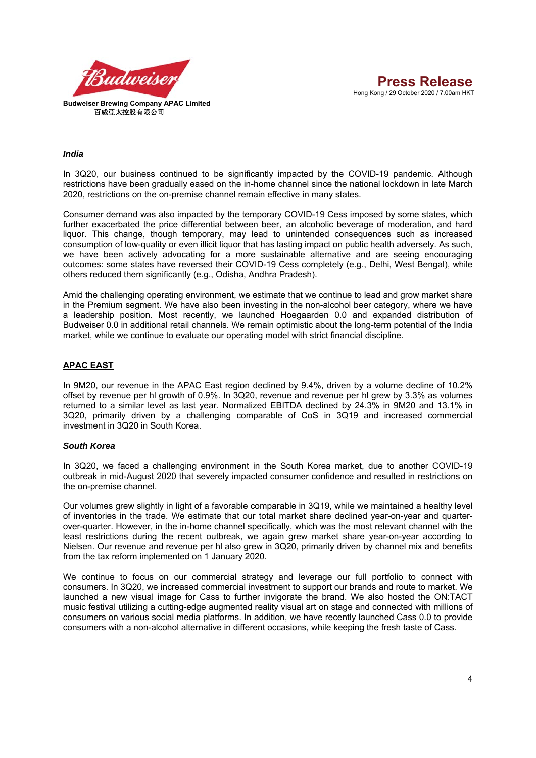### *India*

In 3Q20, our business continued to be significantly impacted by the COVID-19 pandemic. Although restrictions have been gradually eased on the in-home channel since the national lockdown in late March 2020, restrictions on the on-premise channel remain effective in many states.

Consumer demand was also impacted by the temporary COVID-19 Cess imposed by some states, which further exacerbated the price differential between beer, an alcoholic beverage of moderation, and hard liquor. This change, though temporary, may lead to unintended consequences such as increased consumption of low-quality or even illicit liquor that has lasting impact on public health adversely. As such, we have been actively advocating for a more sustainable alternative and are seeing encouraging outcomes: some states have reversed their COVID-19 Cess completely (e.g., Delhi, West Bengal), while others reduced them significantly (e.g., Odisha, Andhra Pradesh).

Amid the challenging operating environment, we estimate that we continue to lead and grow market share in the Premium segment. We have also been investing in the non-alcohol beer category, where we have a leadership position. Most recently, we launched Hoegaarden 0.0 and expanded distribution of Budweiser 0.0 in additional retail channels. We remain optimistic about the long-term potential of the India market, while we continue to evaluate our operating model with strict financial discipline.

## APAC EAST

In 9M20, our revenue in the APAC East region declined by 9.4%, driven by a volume decline of 10.2% offset by revenue per hl growth of 0.9%. In 3Q20, revenue and revenue per hl grew by 3.3% as volumes returned to a similar level as last year. Normalized EBITDA declined by 24.3% in 9M20 and 13.1% in 3Q20, primarily driven by a challenging comparable of CoS in 3Q19 and increased commercial investment in 3Q20 in South Korea.

### *South Korea*

In 3Q20, we faced a challenging environment in the South Korea market, due to another COVID-19 outbreak in mid-August 2020 that severely impacted consumer confidence and resulted in restrictions on the on-premise channel.

Our volumes grew slightly in light of a favorable comparable in 3Q19, while we maintained a healthy level of inventories in the trade. We estimate that our total market share declined year-on-year and quarter-over-quarter. However, in the in-home channel specifically, which was the most relevant channel with the least restrictions during the recent outbreak, we again grew market share year-on-year according to Nielsen. Our revenue and revenue per hl also grew in 3Q20, primarily driven by channel mix and benefits from the tax reform implemented on 1 January 2020.

We continue to focus on our commercial strategy and leverage our full portfolio to connect with consumers. In 3Q20, we increased commercial investment to support our brands and route to market. We launched a new visual image for Cass to further invigorate the brand. We also hosted the ON:TACT music festival utilizing a cutting-edge augmented reality visual art on stage and connected with millions of consumers on various social media platforms. In addition, we have recently launched Cass 0.0 to provide consumers with a non-alcohol alternative in different occasions, while keeping the fresh taste of Cass.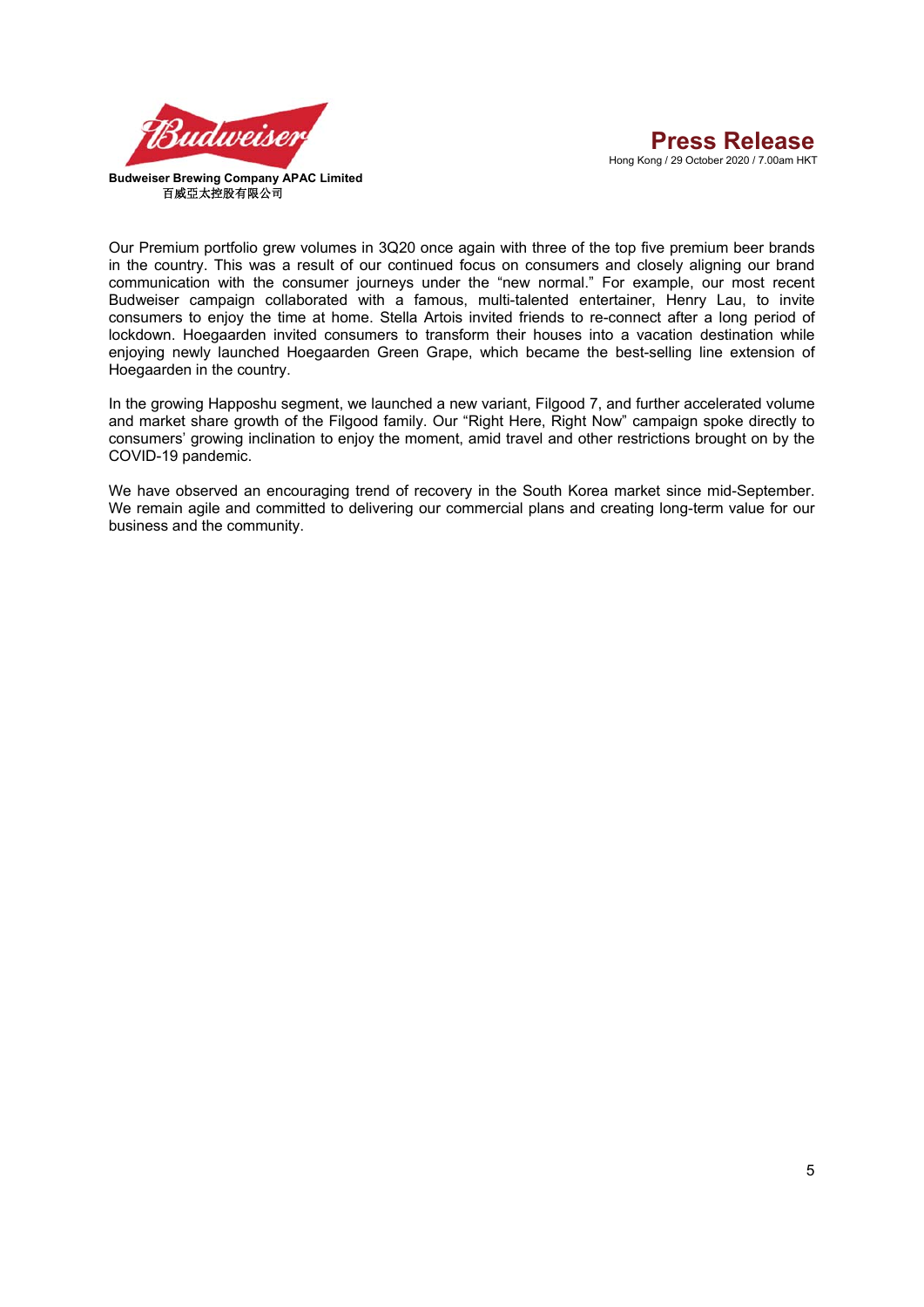Our Premium portfolio grew volumes in 3Q20 once again with three of the top five premium beer brands in the country. This was a result of our continued focus on consumers and closely aligning our brand communication with the consumer journeys under the "new normal." For example, our most recent Budweiser campaign collaborated with a famous, multi-talented entertainer, Henry Lau, to invite consumers to enjoy the time at home. Stella Artois invited friends to re-connect after a long period of lockdown. Hoegaarden invited consumers to transform their houses into a vacation destination while enjoying newly launched Hoegaarden Green Grape, which became the best-selling line extension of Hoegaarden in the country.

In the growing Happoshu segment, we launched a new variant, Filgood 7, and further accelerated volume and market share growth of the Filgood family. Our "Right Here, Right Now" campaign spoke directly to consumers' growing inclination to enjoy the moment, amid travel and other restrictions brought on by the COVID-19 pandemic.

We have observed an encouraging trend of recovery in the South Korea market since mid-September. We remain agile and committed to delivering our commercial plans and creating long-term value for our business and the community.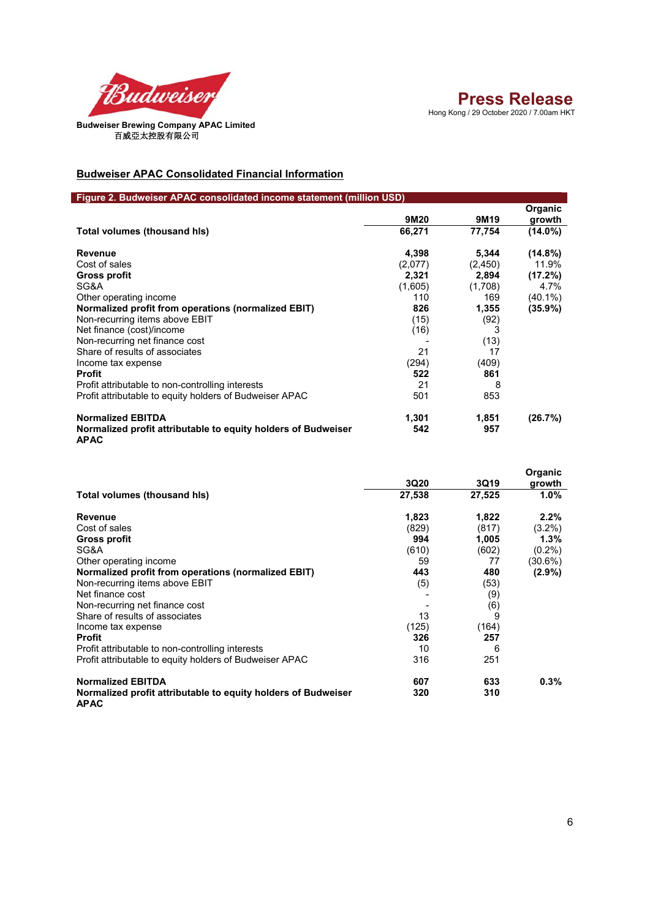**Budweiser Brewing Company APAC Limited**
百威亞太控股有限公司

**Press Release**
Hong Kong / 29 October 2020 / 7.00am HKT

## Budweiser APAC Consolidated Financial Information

**Figure 2. Budweiser APAC consolidated income statement (million USD)**

| | 9M20 | 9M19 | Organic growth |
|---|---|---|---|
| **Total volumes (thousand hls)** | **66,271** | **77,754** | **(14.0%)** |
| | | | |
| **Revenue** | **4,398** | **5,344** | **(14.8%)** |
| Cost of sales | (2,077) | (2,450) | 11.9% |
| **Gross profit** | **2,321** | **2,894** | **(17.2%)** |
| SG&A | (1,605) | (1,708) | 4.7% |
| Other operating income | 110 | 169 | (40.1%) |
| **Normalized profit from operations (normalized EBIT)** | **826** | **1,355** | **(35.9%)** |
| Non-recurring items above EBIT | (15) | (92) | |
| Net finance (cost)/income | (16) | 3 | |
| Non-recurring net finance cost | - | (13) | |
| Share of results of associates | 21 | 17 | |
| Income tax expense | (294) | (409) | |
| **Profit** | **522** | **861** | |
| Profit attributable to non-controlling interests | 21 | 8 | |
| Profit attributable to equity holders of Budweiser APAC | 501 | 853 | |
| | | | |
| **Normalized EBITDA** | **1,301** | **1,851** | **(26.7%)** |
| **Normalized profit attributable to equity holders of Budweiser APAC** | **542** | **957** | |

| | 3Q20 | 3Q19 | Organic growth |
|---|---|---|---|
| **Total volumes (thousand hls)** | **27,538** | **27,525** | **1.0%** |
| | | | |
| **Revenue** | **1,823** | **1,822** | **2.2%** |
| Cost of sales | (829) | (817) | (3.2%) |
| **Gross profit** | **994** | **1,005** | **1.3%** |
| SG&A | (610) | (602) | (0.2%) |
| Other operating income | 59 | 77 | (30.6%) |
| **Normalized profit from operations (normalized EBIT)** | **443** | **480** | **(2.9%)** |
| Non-recurring items above EBIT | (5) | (53) | |
| Net finance cost | - | (9) | |
| Non-recurring net finance cost | - | (6) | |
| Share of results of associates | 13 | 9 | |
| Income tax expense | (125) | (164) | |
| **Profit** | **326** | **257** | |
| Profit attributable to non-controlling interests | 10 | 6 | |
| Profit attributable to equity holders of Budweiser APAC | 316 | 251 | |
| | | | |
| **Normalized EBITDA** | **607** | **633** | **0.3%** |
| **Normalized profit attributable to equity holders of Budweiser APAC** | **320** | **310** | |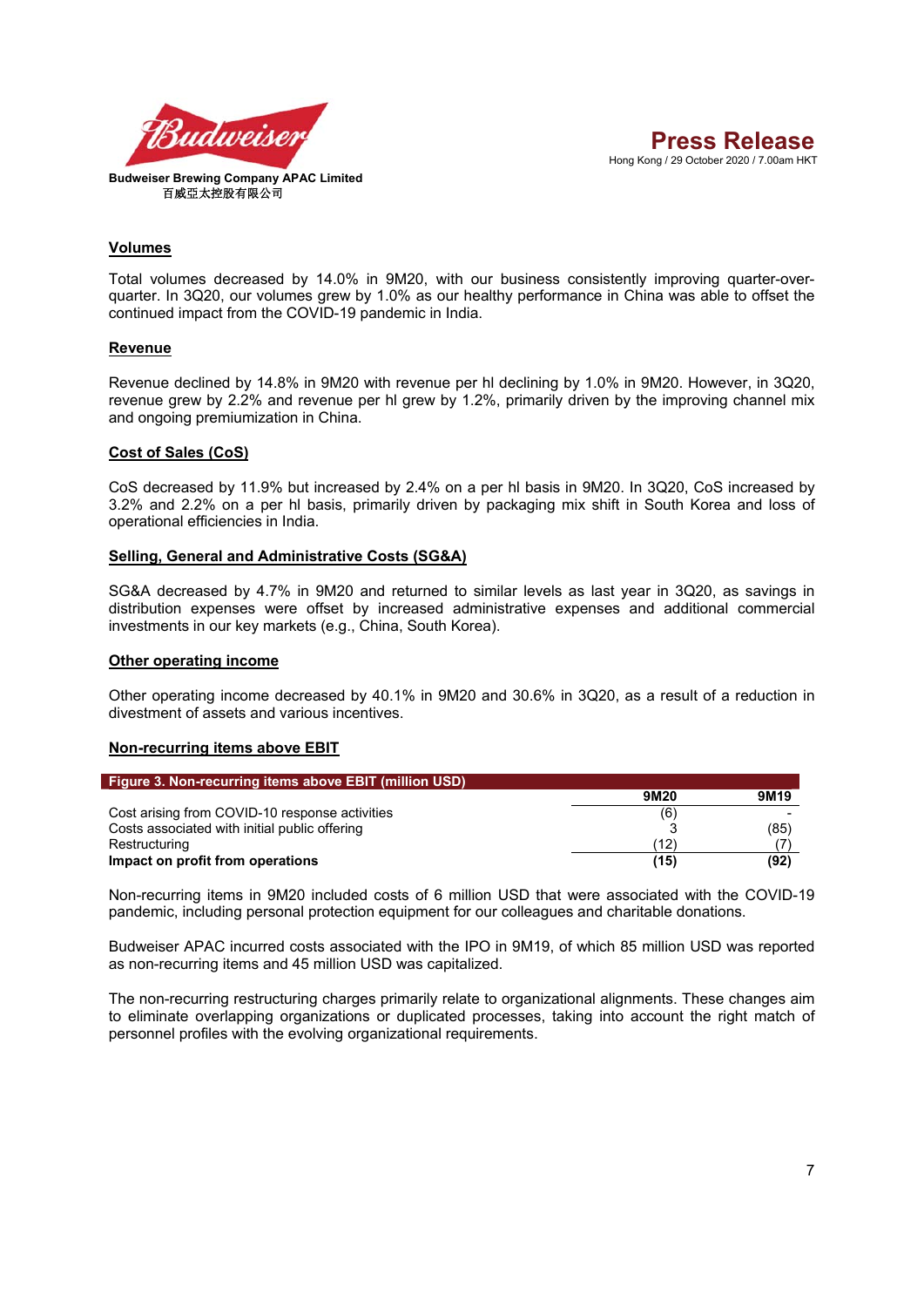## Volumes

Total volumes decreased by 14.0% in 9M20, with our business consistently improving quarter-over-quarter. In 3Q20, our volumes grew by 1.0% as our healthy performance in China was able to offset the continued impact from the COVID-19 pandemic in India.

## Revenue

Revenue declined by 14.8% in 9M20 with revenue per hl declining by 1.0% in 9M20. However, in 3Q20, revenue grew by 2.2% and revenue per hl grew by 1.2%, primarily driven by the improving channel mix and ongoing premiumization in China.

## Cost of Sales (CoS)

CoS decreased by 11.9% but increased by 2.4% on a per hl basis in 9M20. In 3Q20, CoS increased by 3.2% and 2.2% on a per hl basis, primarily driven by packaging mix shift in South Korea and loss of operational efficiencies in India.

## Selling, General and Administrative Costs (SG&A)

SG&A decreased by 4.7% in 9M20 and returned to similar levels as last year in 3Q20, as savings in distribution expenses were offset by increased administrative expenses and additional commercial investments in our key markets (e.g., China, South Korea).

## Other operating income

Other operating income decreased by 40.1% in 9M20 and 30.6% in 3Q20, as a result of a reduction in divestment of assets and various incentives.

## Non-recurring items above EBIT

**Figure 3. Non-recurring items above EBIT (million USD)**

| | 9M20 | 9M19 |
|---|---|---|
| Cost arising from COVID-10 response activities | (6) | - |
| Costs associated with initial public offering | 3 | (85) |
| Restructuring | (12) | (7) |
| **Impact on profit from operations** | **(15)** | **(92)** |

Non-recurring items in 9M20 included costs of 6 million USD that were associated with the COVID-19 pandemic, including personal protection equipment for our colleagues and charitable donations.

Budweiser APAC incurred costs associated with the IPO in 9M19, of which 85 million USD was reported as non-recurring items and 45 million USD was capitalized.

The non-recurring restructuring charges primarily relate to organizational alignments. These changes aim to eliminate overlapping organizations or duplicated processes, taking into account the right match of personnel profiles with the evolving organizational requirements.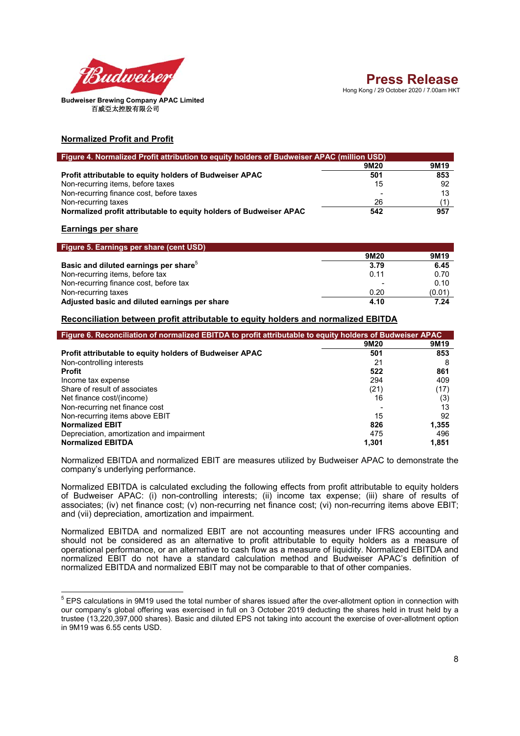## Normalized Profit and Profit

| Figure 4. Normalized Profit attribution to equity holders of Budweiser APAC (million USD) | 9M20 | 9M19 |
|---|---|---|
| **Profit attributable to equity holders of Budweiser APAC** | **501** | **853** |
| Non-recurring items, before taxes | 15 | 92 |
| Non-recurring finance cost, before taxes | - | 13 |
| Non-recurring taxes | 26 | (1) |
| **Normalized profit attributable to equity holders of Budweiser APAC** | **542** | **957** |

## Earnings per share

| Figure 5. Earnings per share (cent USD) | 9M20 | 9M19 |
|---|---|---|
| **Basic and diluted earnings per share**[5] | **3.79** | **6.45** |
| Non-recurring items, before tax | 0.11 | 0.70 |
| Non-recurring finance cost, before tax | - | 0.10 |
| Non-recurring taxes | 0.20 | (0.01) |
| **Adjusted basic and diluted earnings per share** | **4.10** | **7.24** |

## Reconciliation between profit attributable to equity holders and normalized EBITDA

| Figure 6. Reconciliation of normalized EBITDA to profit attributable to equity holders of Budweiser APAC | 9M20 | 9M19 |
|---|---|---|
| **Profit attributable to equity holders of Budweiser APAC** | **501** | **853** |
| Non-controlling interests | 21 | 8 |
| **Profit** | **522** | **861** |
| Income tax expense | 294 | 409 |
| Share of result of associates | (21) | (17) |
| Net finance cost/(income) | 16 | (3) |
| Non-recurring net finance cost | - | 13 |
| Non-recurring items above EBIT | 15 | 92 |
| **Normalized EBIT** | **826** | **1,355** |
| Depreciation, amortization and impairment | 475 | 496 |
| **Normalized EBITDA** | **1,301** | **1,851** |

Normalized EBITDA and normalized EBIT are measures utilized by Budweiser APAC to demonstrate the company's underlying performance.

Normalized EBITDA is calculated excluding the following effects from profit attributable to equity holders of Budweiser APAC: (i) non-controlling interests; (ii) income tax expense; (iii) share of results of associates; (iv) net finance cost; (v) non-recurring net finance cost; (vi) non-recurring items above EBIT; and (vii) depreciation, amortization and impairment.

Normalized EBITDA and normalized EBIT are not accounting measures under IFRS accounting and should not be considered as an alternative to profit attributable to equity holders as a measure of operational performance, or an alternative to cash flow as a measure of liquidity. Normalized EBITDA and normalized EBIT do not have a standard calculation method and Budweiser APAC's definition of normalized EBITDA and normalized EBIT may not be comparable to that of other companies.

---

[5] EPS calculations in 9M19 used the total number of shares issued after the over-allotment option in connection with our company's global offering was exercised in full on 3 October 2019 deducting the shares held in trust held by a trustee (13,220,397,000 shares). Basic and diluted EPS not taking into account the exercise of over-allotment option in 9M19 was 6.55 cents USD.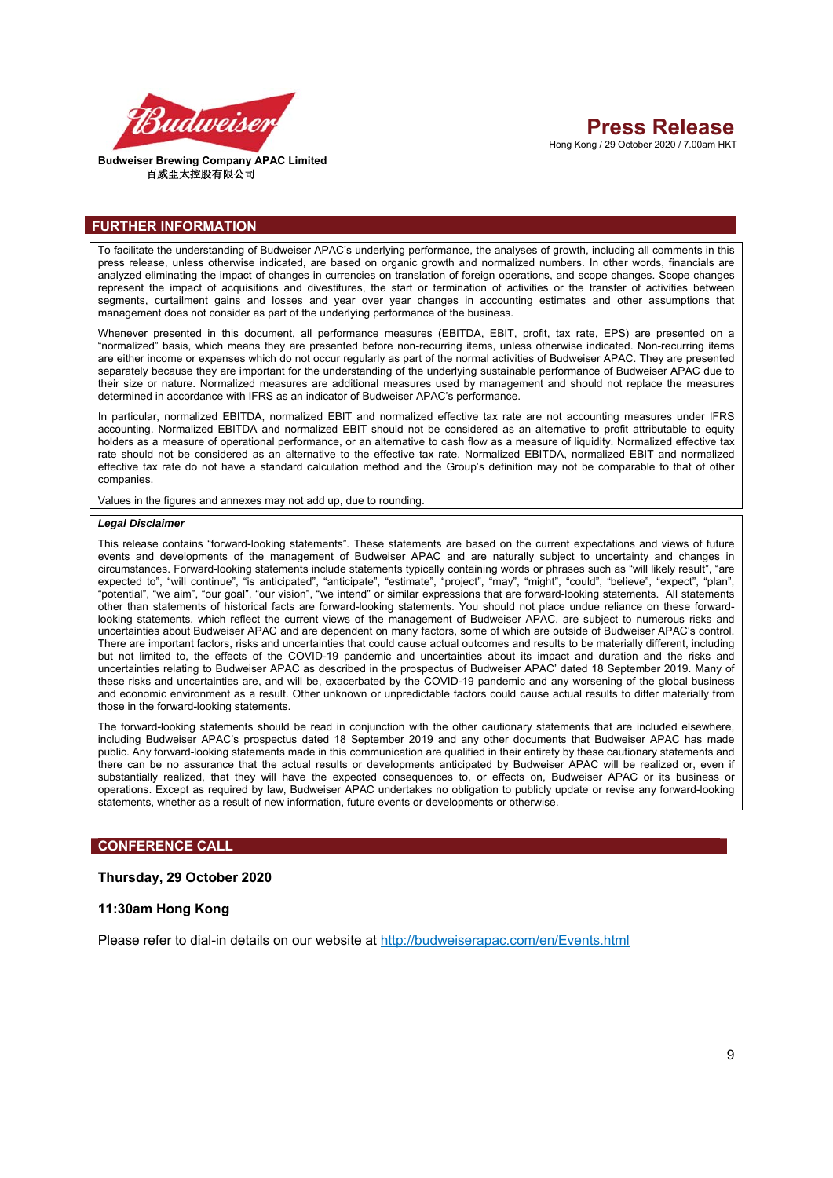## FURTHER INFORMATION

To facilitate the understanding of Budweiser APAC's underlying performance, the analyses of growth, including all comments in this press release, unless otherwise indicated, are based on organic growth and normalized numbers. In other words, financials are analyzed eliminating the impact of changes in currencies on translation of foreign operations, and scope changes. Scope changes represent the impact of acquisitions and divestitures, the start or termination of activities or the transfer of activities between segments, curtailment gains and losses and year over year changes in accounting estimates and other assumptions that management does not consider as part of the underlying performance of the business.

Whenever presented in this document, all performance measures (EBITDA, EBIT, profit, tax rate, EPS) are presented on a "normalized" basis, which means they are presented before non-recurring items, unless otherwise indicated. Non-recurring items are either income or expenses which do not occur regularly as part of the normal activities of Budweiser APAC. They are presented separately because they are important for the understanding of the underlying sustainable performance of Budweiser APAC due to their size or nature. Normalized measures are additional measures used by management and should not replace the measures determined in accordance with IFRS as an indicator of Budweiser APAC's performance.

In particular, normalized EBITDA, normalized EBIT and normalized effective tax rate are not accounting measures under IFRS accounting. Normalized EBITDA and normalized EBIT should not be considered as an alternative to profit attributable to equity holders as a measure of operational performance, or an alternative to cash flow as a measure of liquidity. Normalized effective tax rate should not be considered as an alternative to the effective tax rate. Normalized EBITDA, normalized EBIT and normalized effective tax rate do not have a standard calculation method and the Group's definition may not be comparable to that of other companies.

Values in the figures and annexes may not add up, due to rounding.

***Legal Disclaimer***

This release contains "forward-looking statements". These statements are based on the current expectations and views of future events and developments of the management of Budweiser APAC and are naturally subject to uncertainty and changes in circumstances. Forward-looking statements include statements typically containing words or phrases such as "will likely result", "are expected to", "will continue", "is anticipated", "anticipate", "estimate", "project", "may", "might", "could", "believe", "expect", "plan", "potential", "we aim", "our goal", "our vision", "we intend" or similar expressions that are forward-looking statements. All statements other than statements of historical facts are forward-looking statements. You should not place undue reliance on these forward-looking statements, which reflect the current views of the management of Budweiser APAC, are subject to numerous risks and uncertainties about Budweiser APAC and are dependent on many factors, some of which are outside of Budweiser APAC's control. There are important factors, risks and uncertainties that could cause actual outcomes and results to be materially different, including but not limited to, the effects of the COVID-19 pandemic and uncertainties about its impact and duration and the risks and uncertainties relating to Budweiser APAC as described in the prospectus of Budweiser APAC' dated 18 September 2019. Many of these risks and uncertainties are, and will be, exacerbated by the COVID-19 pandemic and any worsening of the global business and economic environment as a result. Other unknown or unpredictable factors could cause actual results to differ materially from those in the forward-looking statements.

The forward-looking statements should be read in conjunction with the other cautionary statements that are included elsewhere, including Budweiser APAC's prospectus dated 18 September 2019 and any other documents that Budweiser APAC has made public. Any forward-looking statements made in this communication are qualified in their entirety by these cautionary statements and there can be no assurance that the actual results or developments anticipated by Budweiser APAC will be realized or, even if substantially realized, that they will have the expected consequences to, or effects on, Budweiser APAC or its business or operations. Except as required by law, Budweiser APAC undertakes no obligation to publicly update or revise any forward-looking statements, whether as a result of new information, future events or developments or otherwise.

## CONFERENCE CALL

**Thursday, 29 October 2020**

**11:30am Hong Kong**

Please refer to dial-in details on our website at http://budweiserapac.com/en/Events.html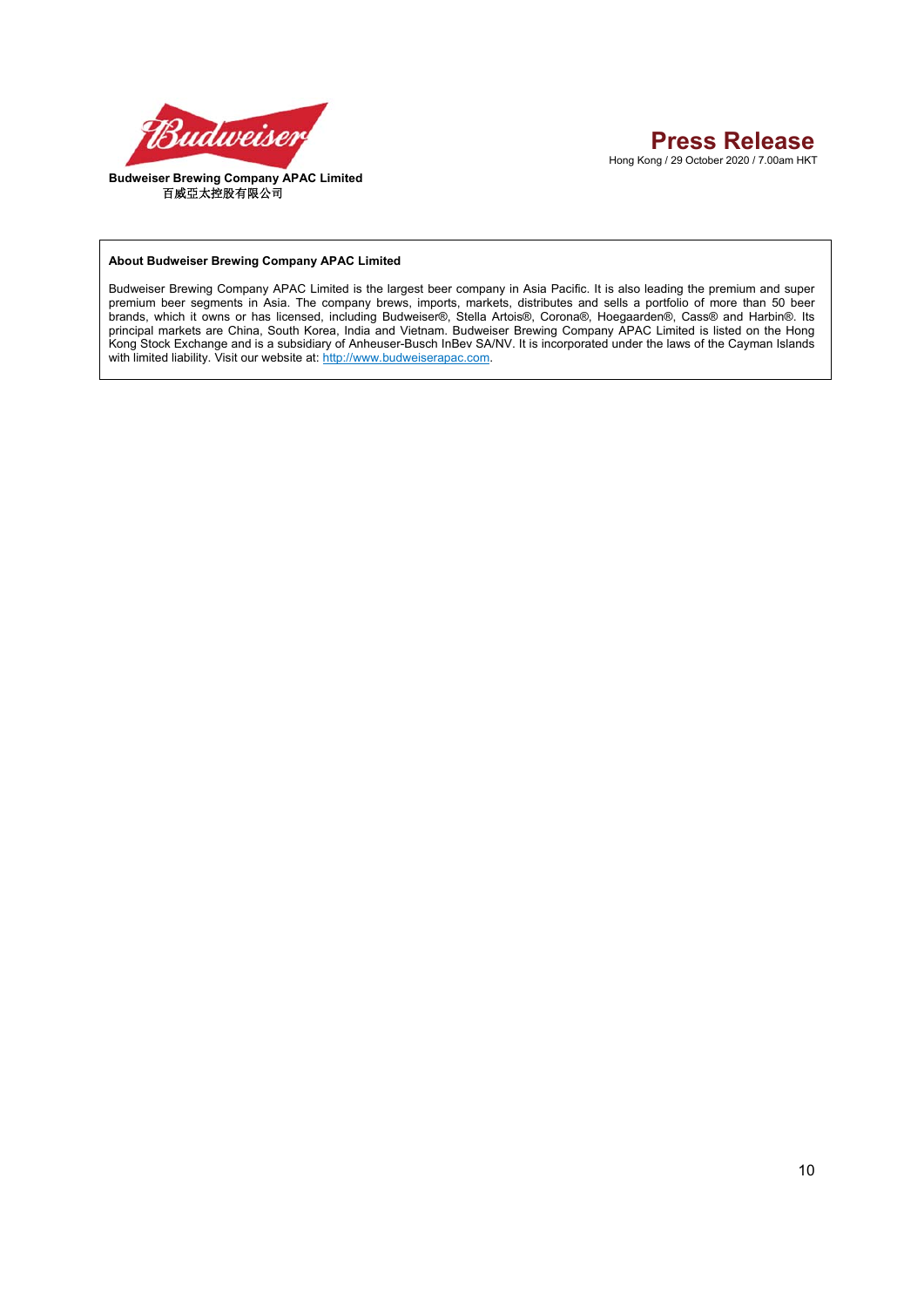**Budweiser Brewing Company APAC Limited**
百威亞太控股有限公司

# Press Release

Hong Kong / 29 October 2020 / 7.00am HKT

**About Budweiser Brewing Company APAC Limited**

Budweiser Brewing Company APAC Limited is the largest beer company in Asia Pacific. It is also leading the premium and super premium beer segments in Asia. The company brews, imports, markets, distributes and sells a portfolio of more than 50 beer brands, which it owns or has licensed, including Budweiser®, Stella Artois®, Corona®, Hoegaarden®, Cass® and Harbin®. Its principal markets are China, South Korea, India and Vietnam. Budweiser Brewing Company APAC Limited is listed on the Hong Kong Stock Exchange and is a subsidiary of Anheuser-Busch InBev SA/NV. It is incorporated under the laws of the Cayman Islands with limited liability. Visit our website at: http://www.budweiserapac.com.